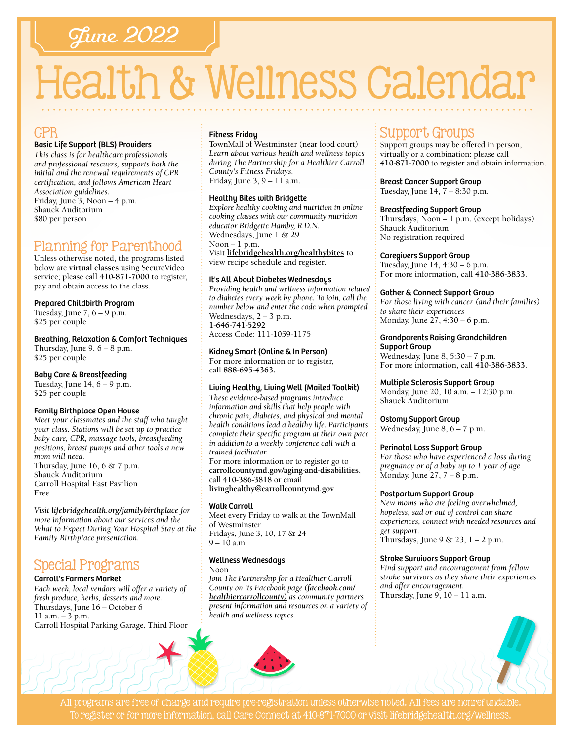# June 2022

# Health & Wellness Calendar

## CPR

**Basic Life Support (BLS) Providers**
*This class is for healthcare professionals and professional rescuers, supports both the initial and the renewal requirements of CPR certification, and follows American Heart Association guidelines.*
Friday, June 3, Noon – 4 p.m.
Shauck Auditorium
$80 per person

## Planning for Parenthood

Unless otherwise noted, the programs listed below are **virtual classes** using SecureVideo service; please call **410-871-7000** to register, pay and obtain access to the class.

**Prepared Childbirth Program**
Tuesday, June 7, 6 – 9 p.m.
$25 per couple

**Breathing, Relaxation & Comfort Techniques**
Thursday, June 9, 6 – 8 p.m.
$25 per couple

**Baby Care & Breastfeeding**
Tuesday, June 14, 6 – 9 p.m.
$25 per couple

**Family Birthplace Open House**
*Meet your classmates and the staff who taught your class. Stations will be set up to practice baby care, CPR, massage tools, breastfeeding positions, breast pumps and other tools a new mom will need.*
Thursday, June 16, 6 & 7 p.m.
Shauck Auditorium
Carroll Hospital East Pavilion
Free

*Visit **lifebridgehealth.org/familybirthplace** for more information about our services and the What to Expect During Your Hospital Stay at the Family Birthplace presentation.*

## Special Programs

**Carroll's Farmers Market**
*Each week, local vendors will offer a variety of fresh produce, herbs, desserts and more.*
Thursdays, June 16 – October 6
11 a.m. – 3 p.m.
Carroll Hospital Parking Garage, Third Floor

**Fitness Friday**
TownMall of Westminster (near food court)
*Learn about various health and wellness topics during The Partnership for a Healthier Carroll County's Fitness Fridays.*
Friday, June 3, 9 – 11 a.m.

**Healthy Bites with Bridgette**
*Explore healthy cooking and nutrition in online cooking classes with our community nutrition educator Bridgette Hamby, R.D.N.*
Wednesdays, June 1 & 29
Noon – 1 p.m.
Visit **lifebridgehealth.org/healthybites** to view recipe schedule and register.

**It's All About Diabetes Wednesdays**
*Providing health and wellness information related to diabetes every week by phone. To join, call the number below and enter the code when prompted.*
Wednesdays, 2 – 3 p.m.
**1-646-741-5292**
Access Code: 111-1059-1175

**Kidney Smart (Online & In Person)**
For more information or to register, call **888-695-4363.**

**Living Healthy, Living Well (Mailed Toolkit)**
*These evidence-based programs introduce information and skills that help people with chronic pain, diabetes, and physical and mental health conditions lead a healthy life. Participants complete their specific program at their own pace in addition to a weekly conference call with a trained facilitator.*
For more information or to register go to **carrollcountymd.gov/aging-and-disabilities**, call **410-386-3818** or email **livinghealthy@carrollcountymd.gov**

**Walk Carroll**
Meet every Friday to walk at the TownMall of Westminster
Fridays, June 3, 10, 17 & 24
9 – 10 a.m.

**Wellness Wednesdays**
Noon
*Join The Partnership for a Healthier Carroll County on its Facebook page (**facebook.com/healthiercarrollcounty**) as community partners present information and resources on a variety of health and wellness topics.*

## Support Groups

Support groups may be offered in person, virtually or a combination: please call **410-871-7000** to register and obtain information.

**Breast Cancer Support Group**
Tuesday, June 14, 7 – 8:30 p.m.

**Breastfeeding Support Group**
Thursdays, Noon – 1 p.m. (except holidays)
Shauck Auditorium
No registration required

**Caregivers Support Group**
Tuesday, June 14, 4:30 – 6 p.m.
For more information, call **410-386-3833.**

**Gather & Connect Support Group**
*For those living with cancer (and their families) to share their experiences*
Monday, June 27, 4:30 – 6 p.m.

**Grandparents Raising Grandchildren Support Group**
Wednesday, June 8, 5:30 – 7 p.m.
For more information, call **410-386-3833.**

**Multiple Sclerosis Support Group**
Monday, June 20, 10 a.m. – 12:30 p.m.
Shauck Auditorium

**Ostomy Support Group**
Wednesday, June 8, 6 – 7 p.m.

**Perinatal Loss Support Group**
*For those who have experienced a loss during pregnancy or of a baby up to 1 year of age*
Monday, June 27, 7 – 8 p.m.

**Postpartum Support Group**
*New moms who are feeling overwhelmed, hopeless, sad or out of control can share experiences, connect with needed resources and get support.*
Thursdays, June 9 & 23, 1 – 2 p.m.

**Stroke Survivors Support Group**
*Find support and encouragement from fellow stroke survivors as they share their experiences and offer encouragement.*
Thursday, June 9, 10 – 11 a.m.

All programs are free of charge and require pre-registration unless otherwise noted. All fees are nonrefundable.
To register or for more information, call Care Connect at 410-871-7000 or visit lifebridgehealth.org/wellness.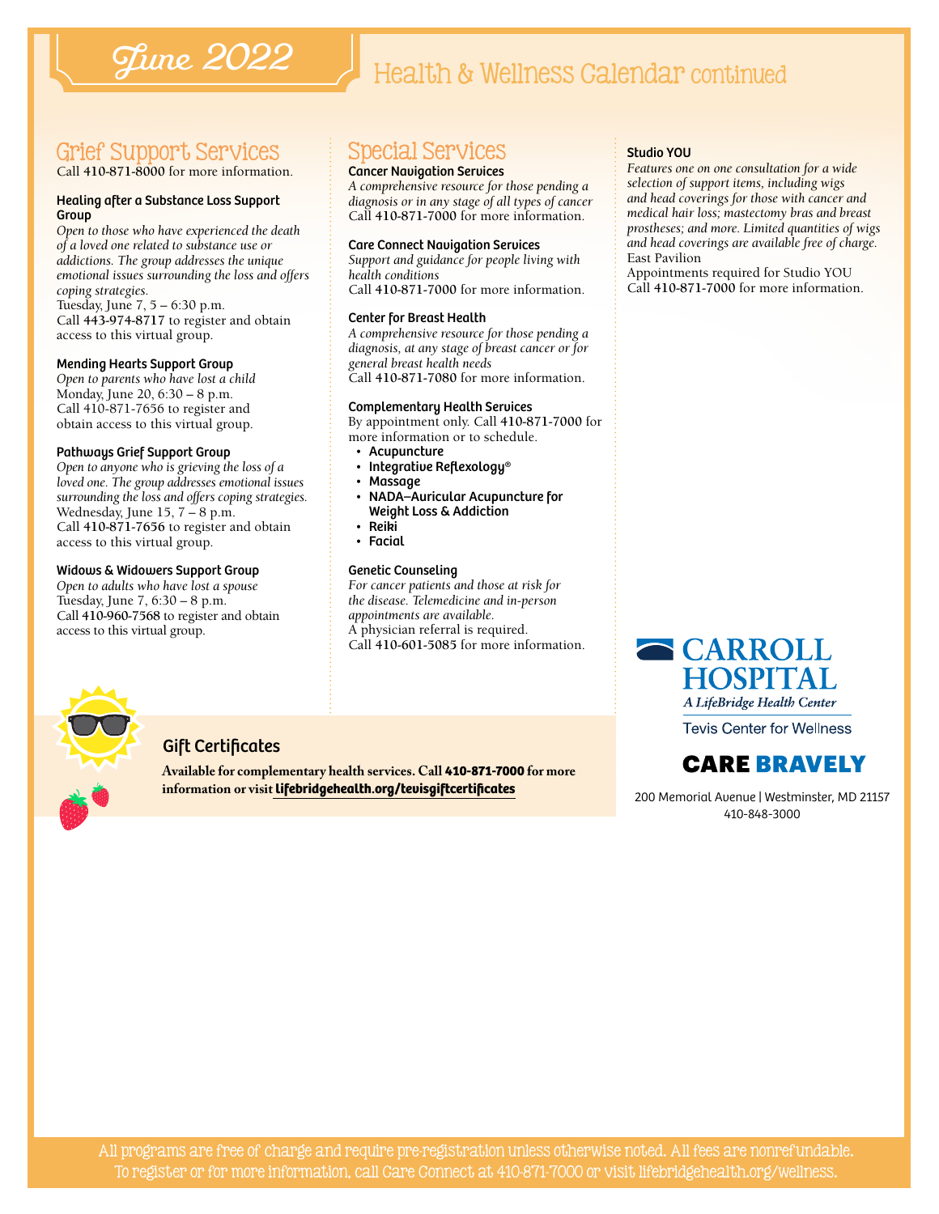# June 2022 Health & Wellness Calendar continued

## Grief Support Services

Call **410-871-8000** for more information.

### Healing after a Substance Loss Support Group

*Open to those who have experienced the death of a loved one related to substance use or addictions. The group addresses the unique emotional issues surrounding the loss and offers coping strategies.*
Tuesday, June 7, 5 – 6:30 p.m.
Call **443-974-8717** to register and obtain access to this virtual group.

### Mending Hearts Support Group

*Open to parents who have lost a child*
Monday, June 20, 6:30 – 8 p.m.
Call 410-871-7656 to register and obtain access to this virtual group.

### Pathways Grief Support Group

*Open to anyone who is grieving the loss of a loved one. The group addresses emotional issues surrounding the loss and offers coping strategies.*
Wednesday, June 15, 7 – 8 p.m.
Call **410-871-7656** to register and obtain access to this virtual group.

### Widows & Widowers Support Group

*Open to adults who have lost a spouse*
Tuesday, June 7, 6:30 – 8 p.m.
Call **410-960-7568** to register and obtain access to this virtual group.

## Special Services

### Cancer Navigation Services

*A comprehensive resource for those pending a diagnosis or in any stage of all types of cancer*
Call **410-871-7000** for more information.

### Care Connect Navigation Services

*Support and guidance for people living with health conditions*
Call **410-871-7000** for more information.

### Center for Breast Health

*A comprehensive resource for those pending a diagnosis, at any stage of breast cancer or for general breast health needs*
Call **410-871-7080** for more information.

### Complementary Health Services

By appointment only. Call **410-871-7000** for more information or to schedule.

- **Acupuncture**
- **Integrative Reflexology®**
- **Massage**
- **NADA–Auricular Acupuncture for Weight Loss & Addiction**
- **Reiki**
- **Facial**

### Genetic Counseling

*For cancer patients and those at risk for the disease. Telemedicine and in-person appointments are available.*
A physician referral is required.
Call **410-601-5085** for more information.

### Studio YOU

*Features one on one consultation for a wide selection of support items, including wigs and head coverings for those with cancer and medical hair loss; mastectomy bras and breast prostheses; and more. Limited quantities of wigs and head coverings are available free of charge.*
East Pavilion
Appointments required for Studio YOU
Call **410-871-7000** for more information.

### Gift Certificates

**Available for complementary health services. Call 410-871-7000 for more information or visit lifebridgehealth.org/tevisgiftcertificates**

**CARROLL HOSPITAL**
*A LifeBridge Health Center*
Tevis Center for Wellness

**CARE BRAVELY**

200 Memorial Avenue | Westminster, MD 21157
410-848-3000

All programs are free of charge and require pre-registration unless otherwise noted. All fees are nonrefundable.
To register or for more information, call Care Connect at 410-871-7000 or visit lifebridgehealth.org/wellness.